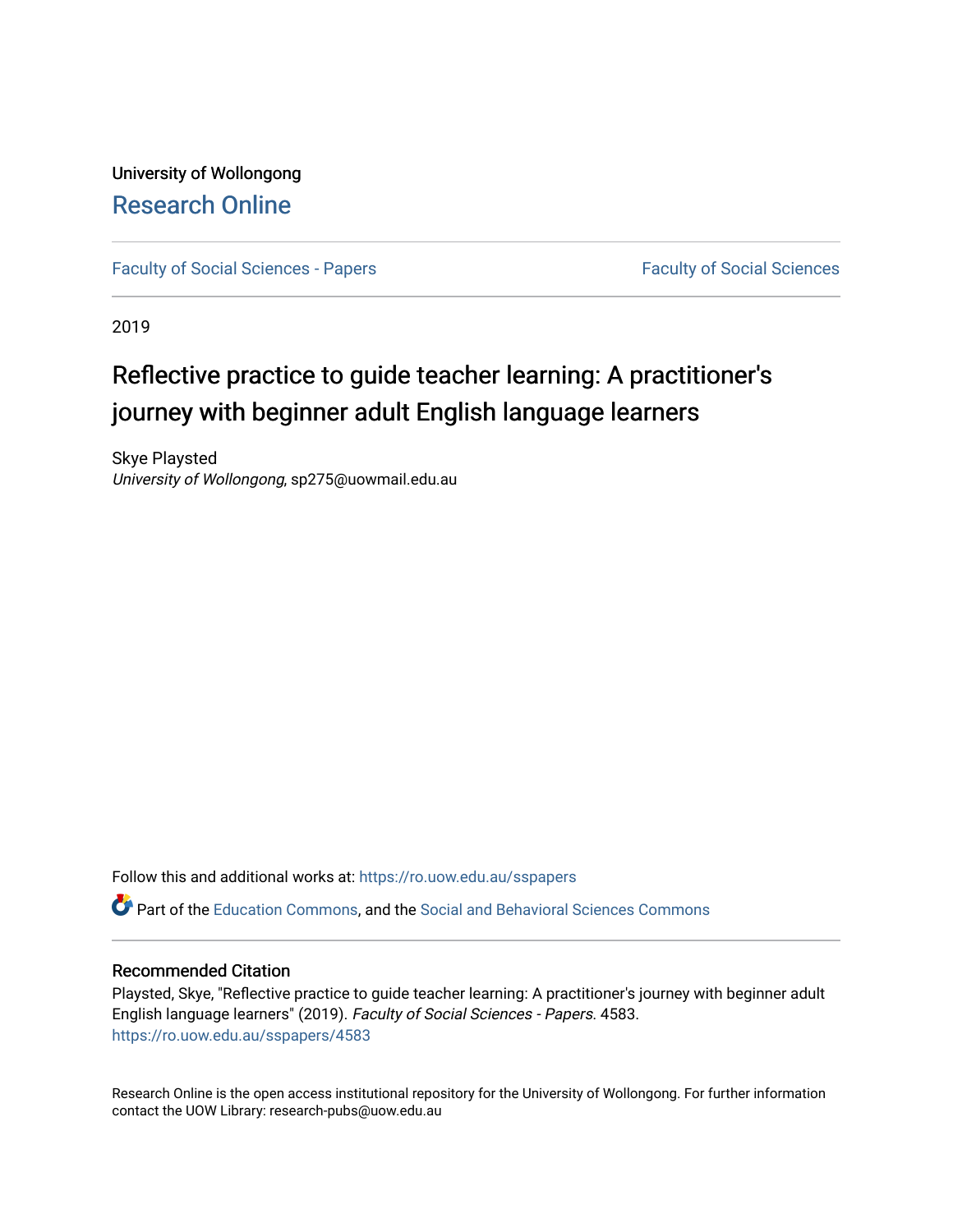University of Wollongong

# Research Online

Faculty of Social Sciences - Papers

Faculty of Social Sciences

2019

# Reflective practice to guide teacher learning: A practitioner's journey with beginner adult English language learners

Skye Playsted
*University of Wollongong*, sp275@uowmail.edu.au

Follow this and additional works at: https://ro.uow.edu.au/sspapers

Part of the Education Commons, and the Social and Behavioral Sciences Commons

## Recommended Citation

Playsted, Skye, "Reflective practice to guide teacher learning: A practitioner's journey with beginner adult English language learners" (2019). *Faculty of Social Sciences - Papers*. 4583.
https://ro.uow.edu.au/sspapers/4583

Research Online is the open access institutional repository for the University of Wollongong. For further information contact the UOW Library: research-pubs@uow.edu.au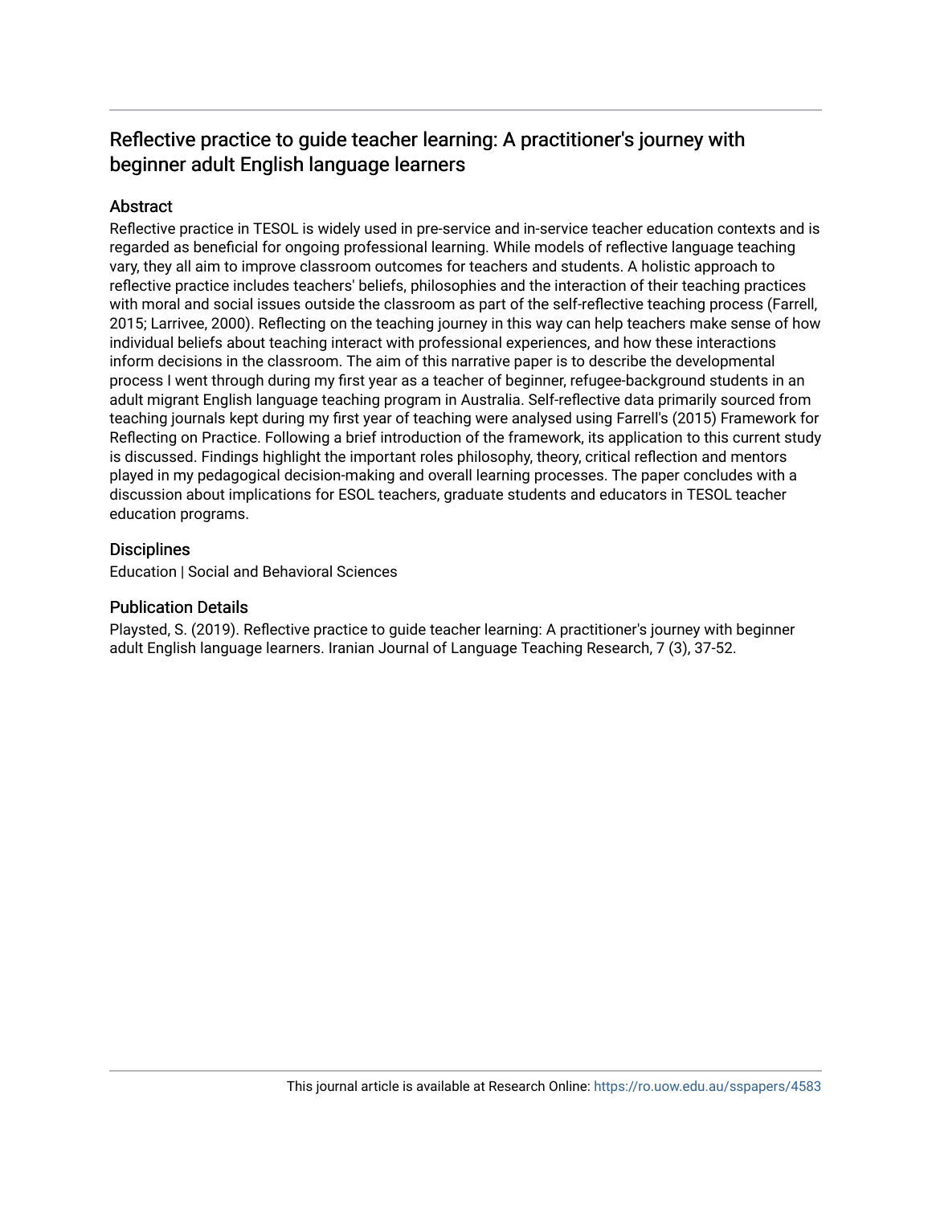# Reflective practice to guide teacher learning: A practitioner's journey with beginner adult English language learners

## Abstract

Reflective practice in TESOL is widely used in pre-service and in-service teacher education contexts and is regarded as beneficial for ongoing professional learning. While models of reflective language teaching vary, they all aim to improve classroom outcomes for teachers and students. A holistic approach to reflective practice includes teachers' beliefs, philosophies and the interaction of their teaching practices with moral and social issues outside the classroom as part of the self-reflective teaching process (Farrell, 2015; Larrivee, 2000). Reflecting on the teaching journey in this way can help teachers make sense of how individual beliefs about teaching interact with professional experiences, and how these interactions inform decisions in the classroom. The aim of this narrative paper is to describe the developmental process I went through during my first year as a teacher of beginner, refugee-background students in an adult migrant English language teaching program in Australia. Self-reflective data primarily sourced from teaching journals kept during my first year of teaching were analysed using Farrell's (2015) Framework for Reflecting on Practice. Following a brief introduction of the framework, its application to this current study is discussed. Findings highlight the important roles philosophy, theory, critical reflection and mentors played in my pedagogical decision-making and overall learning processes. The paper concludes with a discussion about implications for ESOL teachers, graduate students and educators in TESOL teacher education programs.

## Disciplines

Education | Social and Behavioral Sciences

## Publication Details

Playsted, S. (2019). Reflective practice to guide teacher learning: A practitioner's journey with beginner adult English language learners. Iranian Journal of Language Teaching Research, 7 (3), 37-52.

This journal article is available at Research Online: https://ro.uow.edu.au/sspapers/4583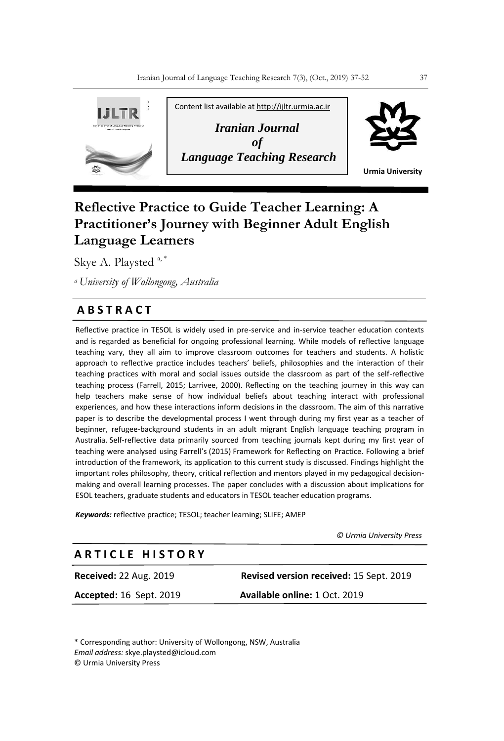Content list available at http://ijltr.urmia.ac.ir

*Iranian Journal of Language Teaching Research*

Urmia University

# Reflective Practice to Guide Teacher Learning: A Practitioner's Journey with Beginner Adult English Language Learners

Skye A. Playsted [a, *]

[a] *University of Wollongong, Australia*

## ABSTRACT

Reflective practice in TESOL is widely used in pre-service and in-service teacher education contexts and is regarded as beneficial for ongoing professional learning. While models of reflective language teaching vary, they all aim to improve classroom outcomes for teachers and students. A holistic approach to reflective practice includes teachers' beliefs, philosophies and the interaction of their teaching practices with moral and social issues outside the classroom as part of the self-reflective teaching process (Farrell, 2015; Larrivee, 2000). Reflecting on the teaching journey in this way can help teachers make sense of how individual beliefs about teaching interact with professional experiences, and how these interactions inform decisions in the classroom. The aim of this narrative paper is to describe the developmental process I went through during my first year as a teacher of beginner, refugee-background students in an adult migrant English language teaching program in Australia. Self-reflective data primarily sourced from teaching journals kept during my first year of teaching were analysed using Farrell's (2015) Framework for Reflecting on Practice. Following a brief introduction of the framework, its application to this current study is discussed. Findings highlight the important roles philosophy, theory, critical reflection and mentors played in my pedagogical decision-making and overall learning processes. The paper concludes with a discussion about implications for ESOL teachers, graduate students and educators in TESOL teacher education programs.

***Keywords:*** reflective practice; TESOL; teacher learning; SLIFE; AMEP

*© Urmia University Press*

## ARTICLE HISTORY

**Received:** 22 Aug. 2019 **Revised version received:** 15 Sept. 2019

**Accepted:** 16 Sept. 2019 **Available online:** 1 Oct. 2019

* Corresponding author: University of Wollongong, NSW, Australia
*Email address:* skye.playsted@icloud.com
© Urmia University Press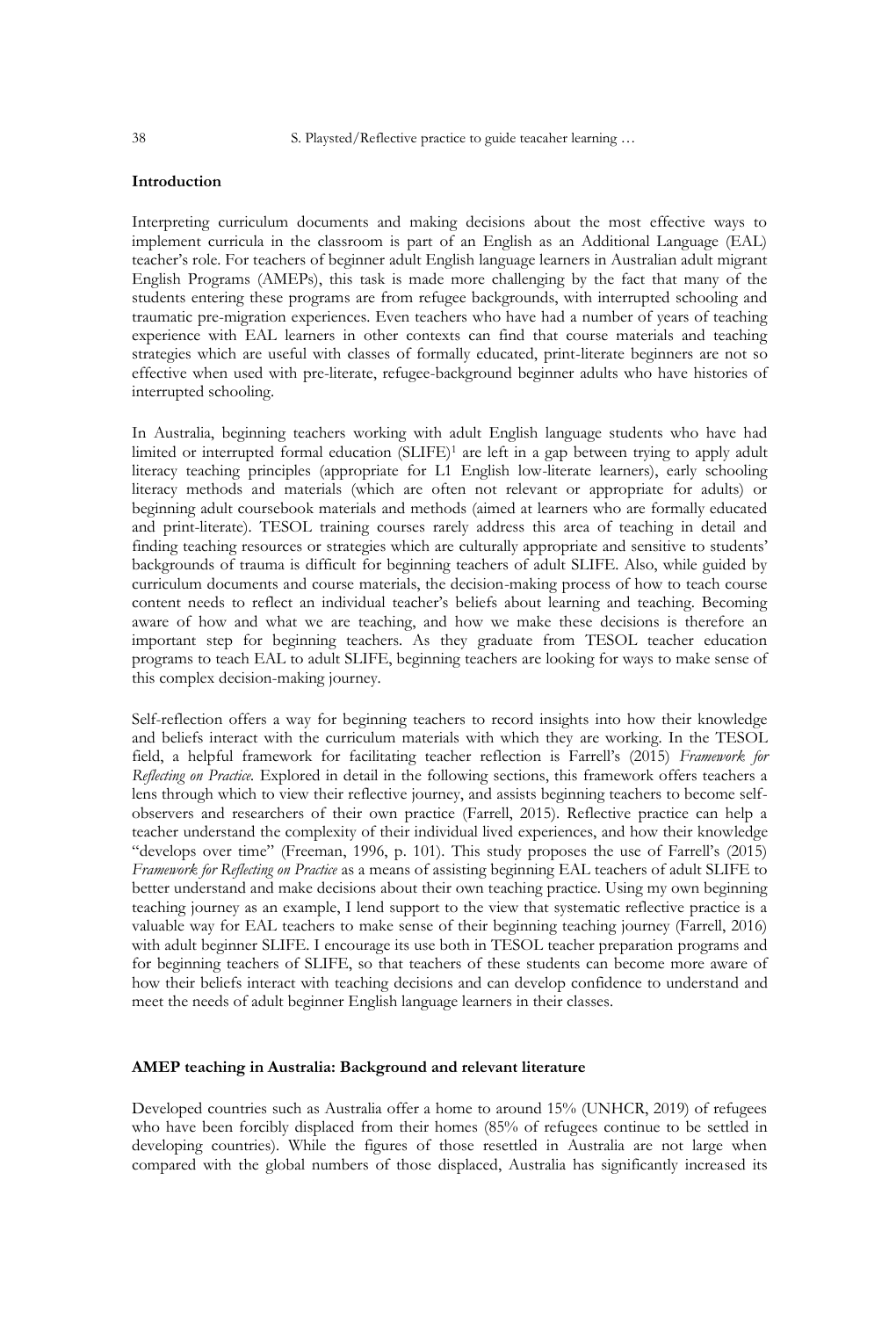## Introduction

Interpreting curriculum documents and making decisions about the most effective ways to implement curricula in the classroom is part of an English as an Additional Language (EAL) teacher's role. For teachers of beginner adult English language learners in Australian adult migrant English Programs (AMEPs), this task is made more challenging by the fact that many of the students entering these programs are from refugee backgrounds, with interrupted schooling and traumatic pre-migration experiences. Even teachers who have had a number of years of teaching experience with EAL learners in other contexts can find that course materials and teaching strategies which are useful with classes of formally educated, print-literate beginners are not so effective when used with pre-literate, refugee-background beginner adults who have histories of interrupted schooling.

In Australia, beginning teachers working with adult English language students who have had limited or interrupted formal education (SLIFE)[1] are left in a gap between trying to apply adult literacy teaching principles (appropriate for L1 English low-literate learners), early schooling literacy methods and materials (which are often not relevant or appropriate for adults) or beginning adult coursebook materials and methods (aimed at learners who are formally educated and print-literate). TESOL training courses rarely address this area of teaching in detail and finding teaching resources or strategies which are culturally appropriate and sensitive to students' backgrounds of trauma is difficult for beginning teachers of adult SLIFE. Also, while guided by curriculum documents and course materials, the decision-making process of how to teach course content needs to reflect an individual teacher's beliefs about learning and teaching. Becoming aware of how and what we are teaching, and how we make these decisions is therefore an important step for beginning teachers. As they graduate from TESOL teacher education programs to teach EAL to adult SLIFE, beginning teachers are looking for ways to make sense of this complex decision-making journey.

Self-reflection offers a way for beginning teachers to record insights into how their knowledge and beliefs interact with the curriculum materials with which they are working. In the TESOL field, a helpful framework for facilitating teacher reflection is Farrell's (2015) *Framework for Reflecting on Practice.* Explored in detail in the following sections, this framework offers teachers a lens through which to view their reflective journey, and assists beginning teachers to become self-observers and researchers of their own practice (Farrell, 2015). Reflective practice can help a teacher understand the complexity of their individual lived experiences, and how their knowledge "develops over time" (Freeman, 1996, p. 101). This study proposes the use of Farrell's (2015) *Framework for Reflecting on Practice* as a means of assisting beginning EAL teachers of adult SLIFE to better understand and make decisions about their own teaching practice. Using my own beginning teaching journey as an example, I lend support to the view that systematic reflective practice is a valuable way for EAL teachers to make sense of their beginning teaching journey (Farrell, 2016) with adult beginner SLIFE. I encourage its use both in TESOL teacher preparation programs and for beginning teachers of SLIFE, so that teachers of these students can become more aware of how their beliefs interact with teaching decisions and can develop confidence to understand and meet the needs of adult beginner English language learners in their classes.

## AMEP teaching in Australia: Background and relevant literature

Developed countries such as Australia offer a home to around 15% (UNHCR, 2019) of refugees who have been forcibly displaced from their homes (85% of refugees continue to be settled in developing countries). While the figures of those resettled in Australia are not large when compared with the global numbers of those displaced, Australia has significantly increased its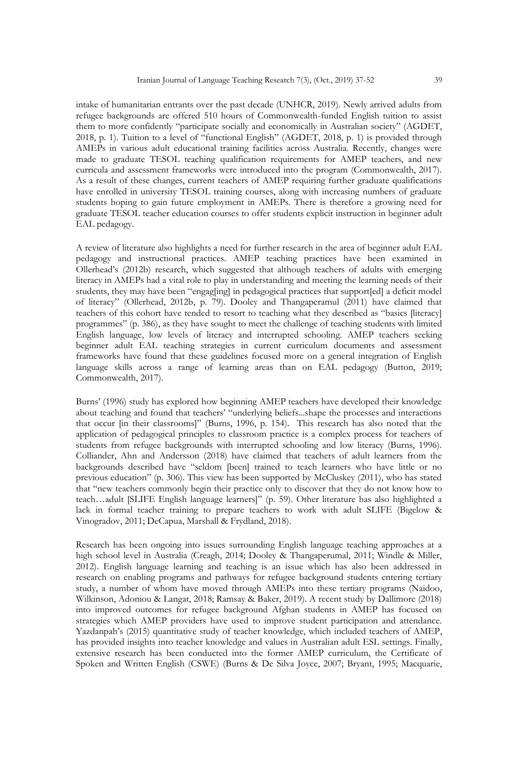intake of humanitarian entrants over the past decade (UNHCR, 2019). Newly arrived adults from refugee backgrounds are offered 510 hours of Commonwealth-funded English tuition to assist them to more confidently "participate socially and economically in Australian society" (AGDET, 2018, p. 1). Tuition to a level of "functional English" (AGDET, 2018, p. 1) is provided through AMEPs in various adult educational training facilities across Australia. Recently, changes were made to graduate TESOL teaching qualification requirements for AMEP teachers, and new curricula and assessment frameworks were introduced into the program (Commonwealth, 2017). As a result of these changes, current teachers of AMEP requiring further graduate qualifications have enrolled in university TESOL training courses, along with increasing numbers of graduate students hoping to gain future employment in AMEPs. There is therefore a growing need for graduate TESOL teacher education courses to offer students explicit instruction in beginner adult EAL pedagogy.

A review of literature also highlights a need for further research in the area of beginner adult EAL pedagogy and instructional practices. AMEP teaching practices have been examined in Ollerhead's (2012b) research, which suggested that although teachers of adults with emerging literacy in AMEPs had a vital role to play in understanding and meeting the learning needs of their students, they may have been "engag[ing] in pedagogical practices that support[ed] a deficit model of literacy" (Ollerhead, 2012b, p. 79). Dooley and Thangaperamul (2011) have claimed that teachers of this cohort have tended to resort to teaching what they described as "basics [literacy] programmes" (p. 386), as they have sought to meet the challenge of teaching students with limited English language, low levels of literacy and interrupted schooling. AMEP teachers seeking beginner adult EAL teaching strategies in current curriculum documents and assessment frameworks have found that these guidelines focused more on a general integration of English language skills across a range of learning areas than on EAL pedagogy (Button, 2019; Commonwealth, 2017).

Burns' (1996) study has explored how beginning AMEP teachers have developed their knowledge about teaching and found that teachers' "underlying beliefs...shape the processes and interactions that occur [in their classrooms]" (Burns, 1996, p. 154). This research has also noted that the application of pedagogical principles to classroom practice is a complex process for teachers of students from refugee backgrounds with interrupted schooling and low literacy (Burns, 1996). Colliander, Ahn and Andersson (2018) have claimed that teachers of adult learners from the backgrounds described have "seldom [been] trained to teach learners who have little or no previous education" (p. 306). This view has been supported by McCluskey (2011), who has stated that "new teachers commonly begin their practice only to discover that they do not know how to teach…adult [SLIFE English language learners]" (p. 59). Other literature has also highlighted a lack in formal teacher training to prepare teachers to work with adult SLIFE (Bigelow & Vinogradov, 2011; DeCapua, Marshall & Frydland, 2018).

Research has been ongoing into issues surrounding English language teaching approaches at a high school level in Australia (Creagh, 2014; Dooley & Thangaperumal, 2011; Windle & Miller, 2012). English language learning and teaching is an issue which has also been addressed in research on enabling programs and pathways for refugee background students entering tertiary study, a number of whom have moved through AMEPs into these tertiary programs (Naidoo, Wilkinson, Adoniou & Langat, 2018; Ramsay & Baker, 2019). A recent study by Dallimore (2018) into improved outcomes for refugee background Afghan students in AMEP has focused on strategies which AMEP providers have used to improve student participation and attendance. Yazdanpah's (2015) quantitative study of teacher knowledge, which included teachers of AMEP, has provided insights into teacher knowledge and values in Australian adult ESL settings. Finally, extensive research has been conducted into the former AMEP curriculum, the Certificate of Spoken and Written English (CSWE) (Burns & De Silva Joyce, 2007; Bryant, 1995; Macquarie,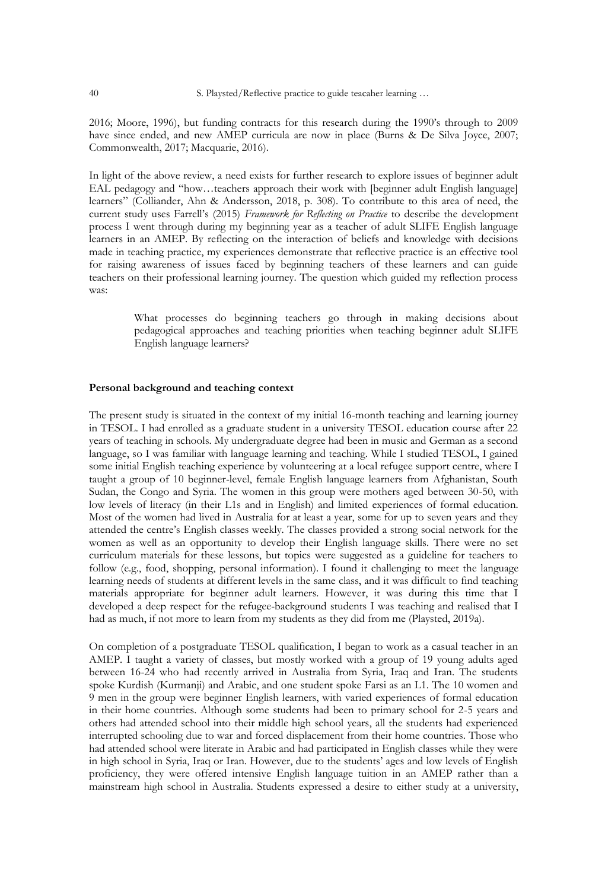2016; Moore, 1996), but funding contracts for this research during the 1990's through to 2009 have since ended, and new AMEP curricula are now in place (Burns & De Silva Joyce, 2007; Commonwealth, 2017; Macquarie, 2016).

In light of the above review, a need exists for further research to explore issues of beginner adult EAL pedagogy and "how…teachers approach their work with [beginner adult English language] learners" (Colliander, Ahn & Andersson, 2018, p. 308). To contribute to this area of need, the current study uses Farrell's (2015) *Framework for Reflecting on Practice* to describe the development process I went through during my beginning year as a teacher of adult SLIFE English language learners in an AMEP. By reflecting on the interaction of beliefs and knowledge with decisions made in teaching practice, my experiences demonstrate that reflective practice is an effective tool for raising awareness of issues faced by beginning teachers of these learners and can guide teachers on their professional learning journey. The question which guided my reflection process was:

> What processes do beginning teachers go through in making decisions about pedagogical approaches and teaching priorities when teaching beginner adult SLIFE English language learners?

**Personal background and teaching context**

The present study is situated in the context of my initial 16-month teaching and learning journey in TESOL. I had enrolled as a graduate student in a university TESOL education course after 22 years of teaching in schools. My undergraduate degree had been in music and German as a second language, so I was familiar with language learning and teaching. While I studied TESOL, I gained some initial English teaching experience by volunteering at a local refugee support centre, where I taught a group of 10 beginner-level, female English language learners from Afghanistan, South Sudan, the Congo and Syria. The women in this group were mothers aged between 30-50, with low levels of literacy (in their L1s and in English) and limited experiences of formal education. Most of the women had lived in Australia for at least a year, some for up to seven years and they attended the centre's English classes weekly. The classes provided a strong social network for the women as well as an opportunity to develop their English language skills. There were no set curriculum materials for these lessons, but topics were suggested as a guideline for teachers to follow (e.g., food, shopping, personal information). I found it challenging to meet the language learning needs of students at different levels in the same class, and it was difficult to find teaching materials appropriate for beginner adult learners. However, it was during this time that I developed a deep respect for the refugee-background students I was teaching and realised that I had as much, if not more to learn from my students as they did from me (Playsted, 2019a).

On completion of a postgraduate TESOL qualification, I began to work as a casual teacher in an AMEP. I taught a variety of classes, but mostly worked with a group of 19 young adults aged between 16-24 who had recently arrived in Australia from Syria, Iraq and Iran. The students spoke Kurdish (Kurmanji) and Arabic, and one student spoke Farsi as an L1. The 10 women and 9 men in the group were beginner English learners, with varied experiences of formal education in their home countries. Although some students had been to primary school for 2-5 years and others had attended school into their middle high school years, all the students had experienced interrupted schooling due to war and forced displacement from their home countries. Those who had attended school were literate in Arabic and had participated in English classes while they were in high school in Syria, Iraq or Iran. However, due to the students' ages and low levels of English proficiency, they were offered intensive English language tuition in an AMEP rather than a mainstream high school in Australia. Students expressed a desire to either study at a university,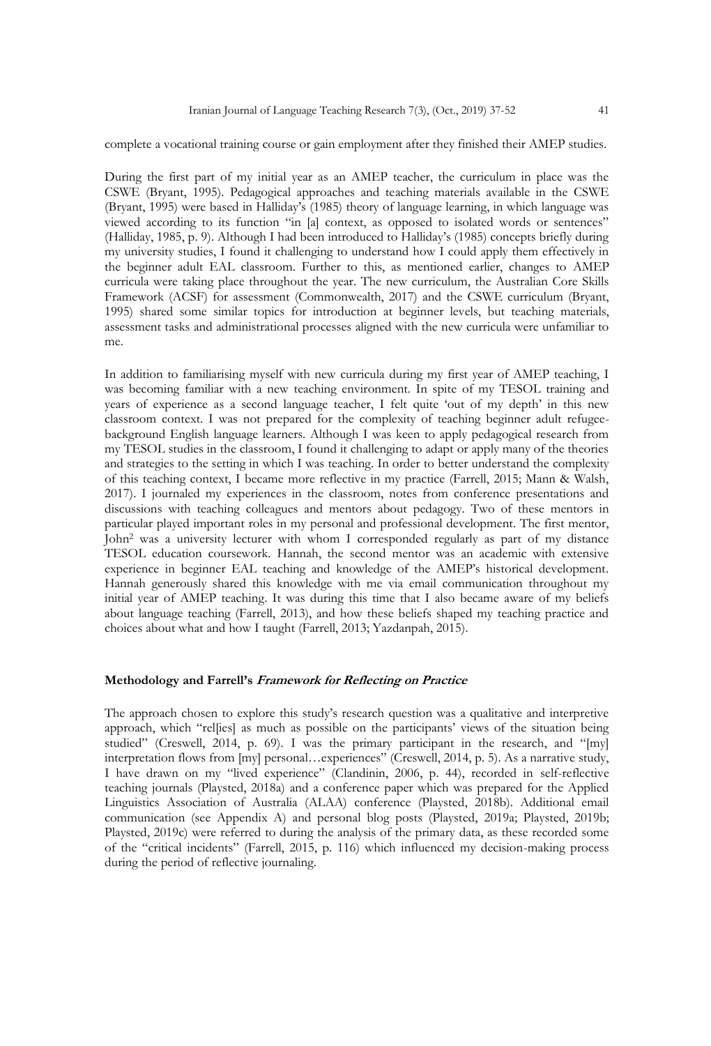complete a vocational training course or gain employment after they finished their AMEP studies.

During the first part of my initial year as an AMEP teacher, the curriculum in place was the CSWE (Bryant, 1995). Pedagogical approaches and teaching materials available in the CSWE (Bryant, 1995) were based in Halliday's (1985) theory of language learning, in which language was viewed according to its function "in [a] context, as opposed to isolated words or sentences" (Halliday, 1985, p. 9). Although I had been introduced to Halliday's (1985) concepts briefly during my university studies, I found it challenging to understand how I could apply them effectively in the beginner adult EAL classroom. Further to this, as mentioned earlier, changes to AMEP curricula were taking place throughout the year. The new curriculum, the Australian Core Skills Framework (ACSF) for assessment (Commonwealth, 2017) and the CSWE curriculum (Bryant, 1995) shared some similar topics for introduction at beginner levels, but teaching materials, assessment tasks and administrational processes aligned with the new curricula were unfamiliar to me.

In addition to familiarising myself with new curricula during my first year of AMEP teaching, I was becoming familiar with a new teaching environment. In spite of my TESOL training and years of experience as a second language teacher, I felt quite 'out of my depth' in this new classroom context. I was not prepared for the complexity of teaching beginner adult refugee-background English language learners. Although I was keen to apply pedagogical research from my TESOL studies in the classroom, I found it challenging to adapt or apply many of the theories and strategies to the setting in which I was teaching. In order to better understand the complexity of this teaching context, I became more reflective in my practice (Farrell, 2015; Mann & Walsh, 2017). I journaled my experiences in the classroom, notes from conference presentations and discussions with teaching colleagues and mentors about pedagogy. Two of these mentors in particular played important roles in my personal and professional development. The first mentor, John[2] was a university lecturer with whom I corresponded regularly as part of my distance TESOL education coursework. Hannah, the second mentor was an academic with extensive experience in beginner EAL teaching and knowledge of the AMEP's historical development. Hannah generously shared this knowledge with me via email communication throughout my initial year of AMEP teaching. It was during this time that I also became aware of my beliefs about language teaching (Farrell, 2013), and how these beliefs shaped my teaching practice and choices about what and how I taught (Farrell, 2013; Yazdanpah, 2015).

### Methodology and Farrell's *Framework for Reflecting on Practice*

The approach chosen to explore this study's research question was a qualitative and interpretive approach, which "rel[ies] as much as possible on the participants' views of the situation being studied" (Creswell, 2014, p. 69). I was the primary participant in the research, and "[my] interpretation flows from [my] personal…experiences" (Creswell, 2014, p. 5). As a narrative study, I have drawn on my "lived experience" (Clandinin, 2006, p. 44), recorded in self-reflective teaching journals (Playsted, 2018a) and a conference paper which was prepared for the Applied Linguistics Association of Australia (ALAA) conference (Playsted, 2018b). Additional email communication (see Appendix A) and personal blog posts (Playsted, 2019a; Playsted, 2019b; Playsted, 2019c) were referred to during the analysis of the primary data, as these recorded some of the "critical incidents" (Farrell, 2015, p. 116) which influenced my decision-making process during the period of reflective journaling.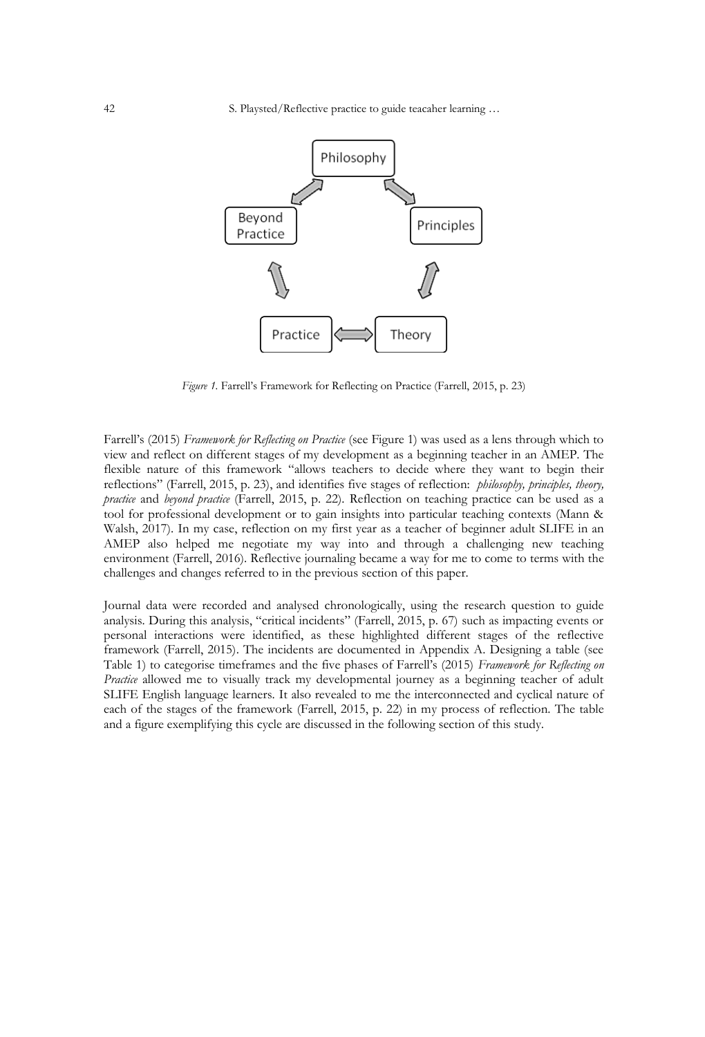*Figure 1.* Farrell's Framework for Reflecting on Practice (Farrell, 2015, p. 23)

Farrell's (2015) *Framework for Reflecting on Practice* (see Figure 1) was used as a lens through which to view and reflect on different stages of my development as a beginning teacher in an AMEP. The flexible nature of this framework "allows teachers to decide where they want to begin their reflections" (Farrell, 2015, p. 23), and identifies five stages of reflection: *philosophy, principles, theory, practice* and *beyond practice* (Farrell, 2015, p. 22). Reflection on teaching practice can be used as a tool for professional development or to gain insights into particular teaching contexts (Mann & Walsh, 2017). In my case, reflection on my first year as a teacher of beginner adult SLIFE in an AMEP also helped me negotiate my way into and through a challenging new teaching environment (Farrell, 2016). Reflective journaling became a way for me to come to terms with the challenges and changes referred to in the previous section of this paper.

Journal data were recorded and analysed chronologically, using the research question to guide analysis. During this analysis, "critical incidents" (Farrell, 2015, p. 67) such as impacting events or personal interactions were identified, as these highlighted different stages of the reflective framework (Farrell, 2015). The incidents are documented in Appendix A. Designing a table (see Table 1) to categorise timeframes and the five phases of Farrell's (2015) *Framework for Reflecting on Practice* allowed me to visually track my developmental journey as a beginning teacher of adult SLIFE English language learners. It also revealed to me the interconnected and cyclical nature of each of the stages of the framework (Farrell, 2015, p. 22) in my process of reflection. The table and a figure exemplifying this cycle are discussed in the following section of this study.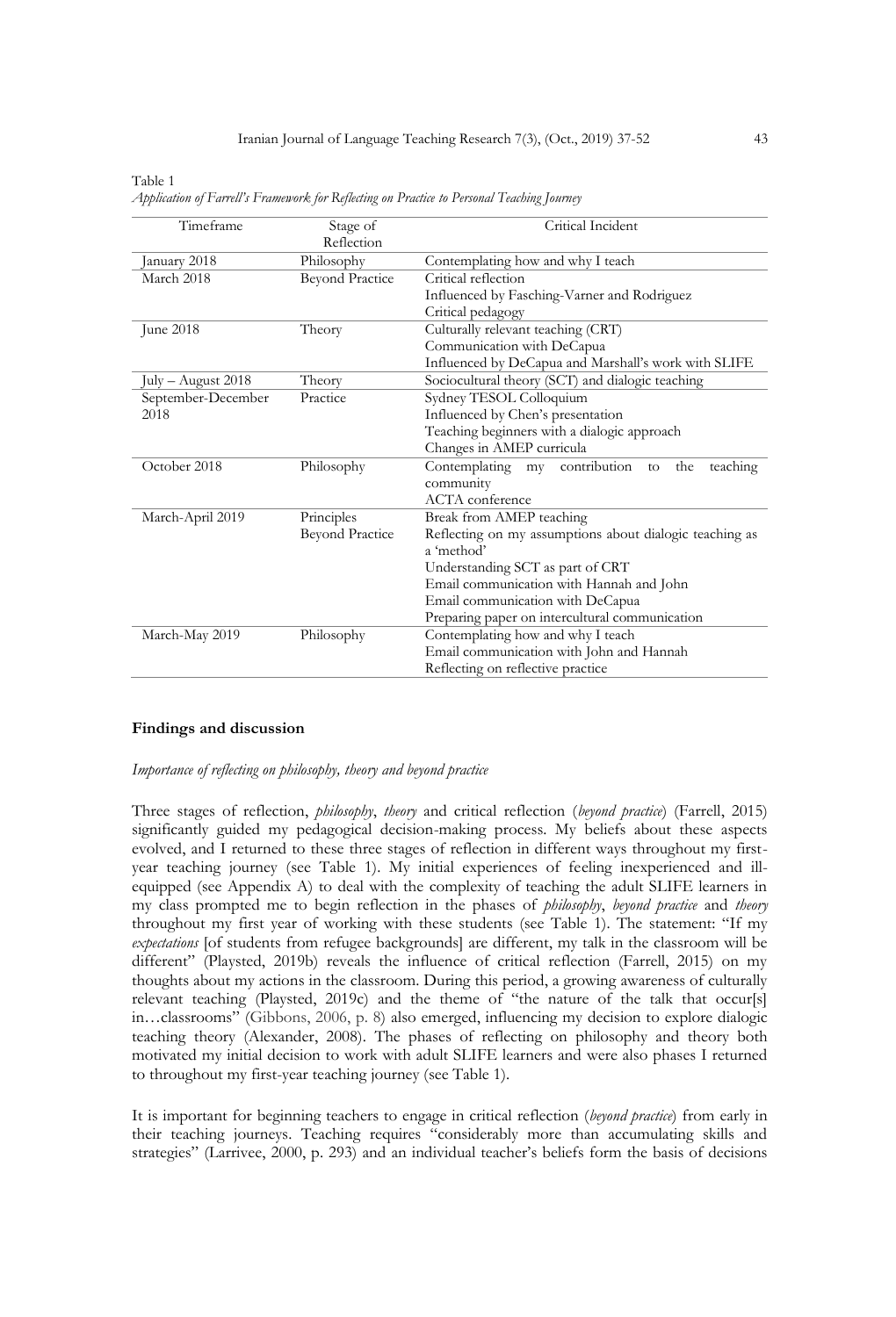Table 1
*Application of Farrell's Framework for Reflecting on Practice to Personal Teaching Journey*

| Timeframe | Stage of Reflection | Critical Incident |
|---|---|---|
| January 2018 | Philosophy | Contemplating how and why I teach |
| March 2018 | Beyond Practice | Critical reflection<br>Influenced by Fasching-Varner and Rodriguez<br>Critical pedagogy |
| June 2018 | Theory | Culturally relevant teaching (CRT)<br>Communication with DeCapua<br>Influenced by DeCapua and Marshall's work with SLIFE |
| July – August 2018 | Theory | Sociocultural theory (SCT) and dialogic teaching |
| September-December 2018 | Practice | Sydney TESOL Colloquium<br>Influenced by Chen's presentation<br>Teaching beginners with a dialogic approach<br>Changes in AMEP curricula |
| October 2018 | Philosophy | Contemplating my contribution to the teaching community<br>ACTA conference |
| March-April 2019 | Principles<br>Beyond Practice | Break from AMEP teaching<br>Reflecting on my assumptions about dialogic teaching as a 'method'<br>Understanding SCT as part of CRT<br>Email communication with Hannah and John<br>Email communication with DeCapua<br>Preparing paper on intercultural communication |
| March-May 2019 | Philosophy | Contemplating how and why I teach<br>Email communication with John and Hannah<br>Reflecting on reflective practice |

## Findings and discussion

### *Importance of reflecting on philosophy, theory and beyond practice*

Three stages of reflection, *philosophy*, *theory* and critical reflection (*beyond practice*) (Farrell, 2015) significantly guided my pedagogical decision-making process. My beliefs about these aspects evolved, and I returned to these three stages of reflection in different ways throughout my first-year teaching journey (see Table 1). My initial experiences of feeling inexperienced and ill-equipped (see Appendix A) to deal with the complexity of teaching the adult SLIFE learners in my class prompted me to begin reflection in the phases of *philosophy*, *beyond practice* and *theory* throughout my first year of working with these students (see Table 1). The statement: "If my *expectations* [of students from refugee backgrounds] are different, my talk in the classroom will be different" (Playsted, 2019b) reveals the influence of critical reflection (Farrell, 2015) on my thoughts about my actions in the classroom. During this period, a growing awareness of culturally relevant teaching (Playsted, 2019c) and the theme of "the nature of the talk that occur[s] in…classrooms" (Gibbons, 2006, p. 8) also emerged, influencing my decision to explore dialogic teaching theory (Alexander, 2008). The phases of reflecting on philosophy and theory both motivated my initial decision to work with adult SLIFE learners and were also phases I returned to throughout my first-year teaching journey (see Table 1).

It is important for beginning teachers to engage in critical reflection (*beyond practice*) from early in their teaching journeys. Teaching requires "considerably more than accumulating skills and strategies" (Larrivee, 2000, p. 293) and an individual teacher's beliefs form the basis of decisions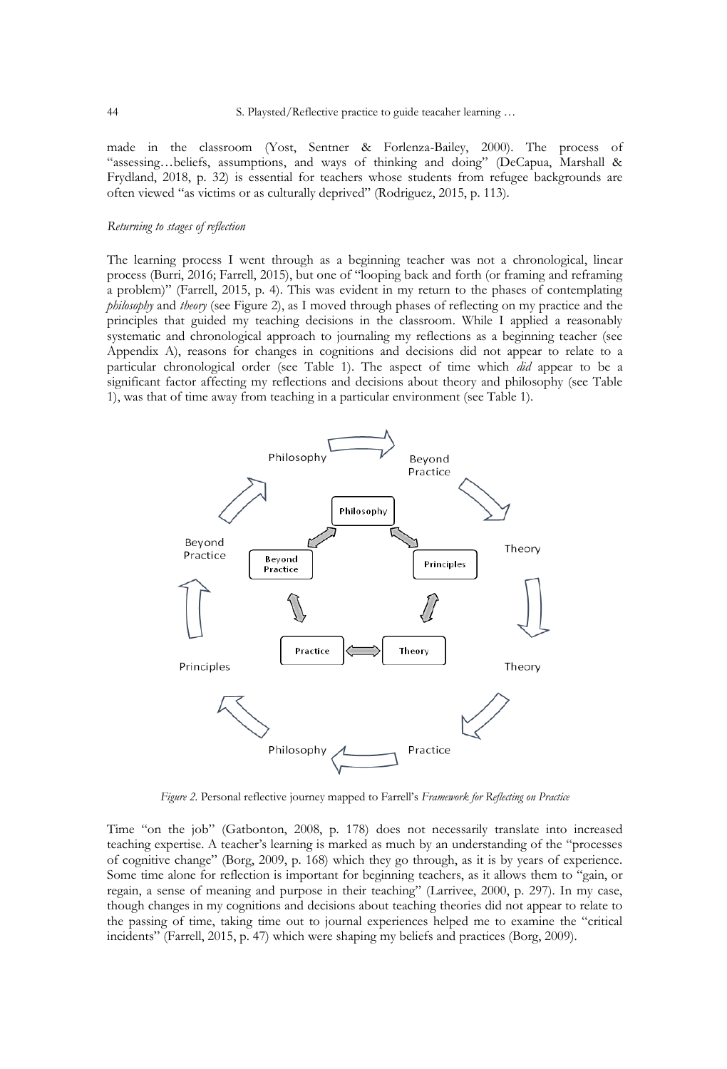made in the classroom (Yost, Sentner & Forlenza-Bailey, 2000). The process of "assessing…beliefs, assumptions, and ways of thinking and doing" (DeCapua, Marshall & Frydland, 2018, p. 32) is essential for teachers whose students from refugee backgrounds are often viewed "as victims or as culturally deprived" (Rodriguez, 2015, p. 113).

*Returning to stages of reflection*

The learning process I went through as a beginning teacher was not a chronological, linear process (Burri, 2016; Farrell, 2015), but one of "looping back and forth (or framing and reframing a problem)" (Farrell, 2015, p. 4). This was evident in my return to the phases of contemplating *philosophy* and *theory* (see Figure 2), as I moved through phases of reflecting on my practice and the principles that guided my teaching decisions in the classroom. While I applied a reasonably systematic and chronological approach to journaling my reflections as a beginning teacher (see Appendix A), reasons for changes in cognitions and decisions did not appear to relate to a particular chronological order (see Table 1). The aspect of time which *did* appear to be a significant factor affecting my reflections and decisions about theory and philosophy (see Table 1), was that of time away from teaching in a particular environment (see Table 1).

*Figure 2.* Personal reflective journey mapped to Farrell's *Framework for Reflecting on Practice*

Time "on the job" (Gatbonton, 2008, p. 178) does not necessarily translate into increased teaching expertise. A teacher's learning is marked as much by an understanding of the "processes of cognitive change" (Borg, 2009, p. 168) which they go through, as it is by years of experience. Some time alone for reflection is important for beginning teachers, as it allows them to "gain, or regain, a sense of meaning and purpose in their teaching" (Larrivee, 2000, p. 297). In my case, though changes in my cognitions and decisions about teaching theories did not appear to relate to the passing of time, taking time out to journal experiences helped me to examine the "critical incidents" (Farrell, 2015, p. 47) which were shaping my beliefs and practices (Borg, 2009).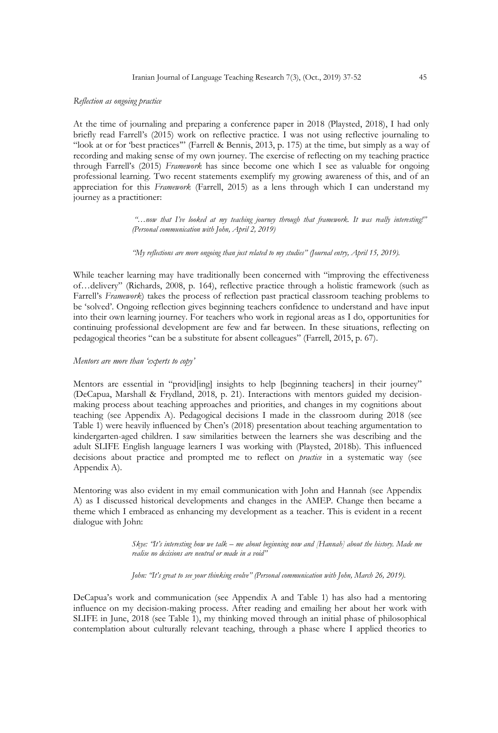*Reflection as ongoing practice*

At the time of journaling and preparing a conference paper in 2018 (Playsted, 2018), I had only briefly read Farrell's (2015) work on reflective practice. I was not using reflective journaling to "look at or for 'best practices'" (Farrell & Bennis, 2013, p. 175) at the time, but simply as a way of recording and making sense of my own journey. The exercise of reflecting on my teaching practice through Farrell's (2015) *Framework* has since become one which I see as valuable for ongoing professional learning. Two recent statements exemplify my growing awareness of this, and of an appreciation for this *Framework* (Farrell, 2015) as a lens through which I can understand my journey as a practitioner:

> *"…now that I've looked at my teaching journey through that framework. It was really interesting!" (Personal communication with John, April 2, 2019)*

> *"My reflections are more ongoing than just related to my studies" (Journal entry, April 15, 2019).*

While teacher learning may have traditionally been concerned with "improving the effectiveness of…delivery" (Richards, 2008, p. 164), reflective practice through a holistic framework (such as Farrell's *Framework*) takes the process of reflection past practical classroom teaching problems to be 'solved'. Ongoing reflection gives beginning teachers confidence to understand and have input into their own learning journey. For teachers who work in regional areas as I do, opportunities for continuing professional development are few and far between. In these situations, reflecting on pedagogical theories "can be a substitute for absent colleagues" (Farrell, 2015, p. 67).

*Mentors are more than 'experts to copy'*

Mentors are essential in "provid[ing] insights to help [beginning teachers] in their journey" (DeCapua, Marshall & Frydland, 2018, p. 21). Interactions with mentors guided my decision-making process about teaching approaches and priorities, and changes in my cognitions about teaching (see Appendix A). Pedagogical decisions I made in the classroom during 2018 (see Table 1) were heavily influenced by Chen's (2018) presentation about teaching argumentation to kindergarten-aged children. I saw similarities between the learners she was describing and the adult SLIFE English language learners I was working with (Playsted, 2018b). This influenced decisions about practice and prompted me to reflect on *practice* in a systematic way (see Appendix A).

Mentoring was also evident in my email communication with John and Hannah (see Appendix A) as I discussed historical developments and changes in the AMEP. Change then became a theme which I embraced as enhancing my development as a teacher. This is evident in a recent dialogue with John:

> *Skye: "It's interesting how we talk – me about beginning now and [Hannah] about the history. Made me realise no decisions are neutral or made in a void"*

> *John: "It's great to see your thinking evolve" (Personal communication with John, March 26, 2019).*

DeCapua's work and communication (see Appendix A and Table 1) has also had a mentoring influence on my decision-making process. After reading and emailing her about her work with SLIFE in June, 2018 (see Table 1), my thinking moved through an initial phase of philosophical contemplation about culturally relevant teaching, through a phase where I applied theories to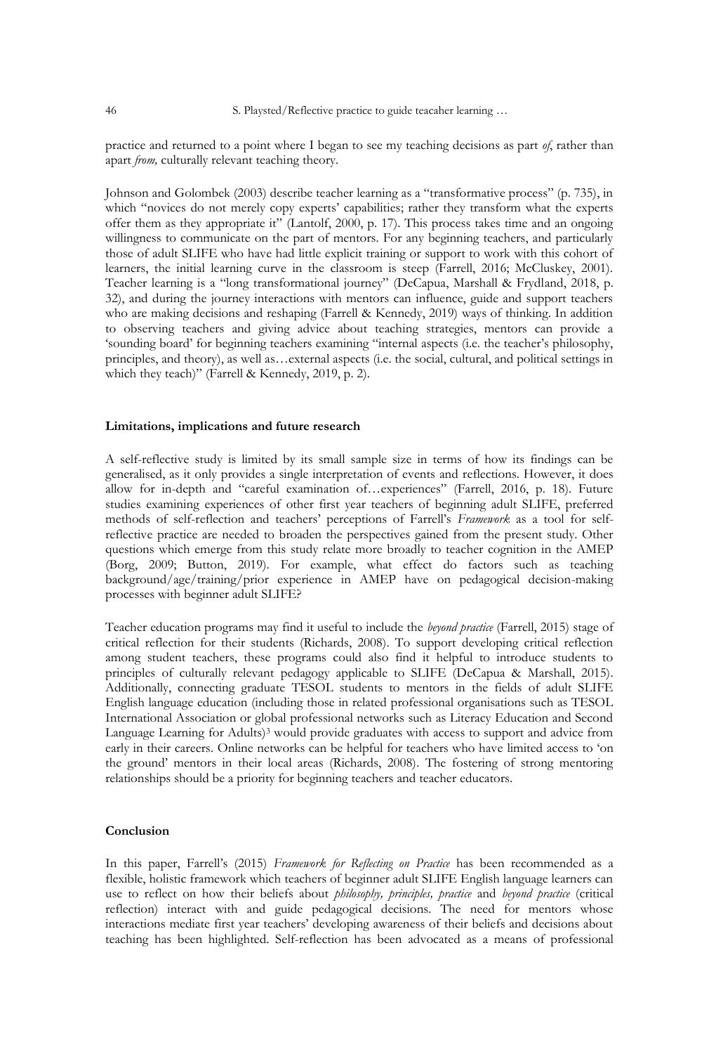practice and returned to a point where I began to see my teaching decisions as part *of*, rather than apart *from,* culturally relevant teaching theory.

Johnson and Golombek (2003) describe teacher learning as a "transformative process" (p. 735), in which "novices do not merely copy experts' capabilities; rather they transform what the experts offer them as they appropriate it" (Lantolf, 2000, p. 17). This process takes time and an ongoing willingness to communicate on the part of mentors. For any beginning teachers, and particularly those of adult SLIFE who have had little explicit training or support to work with this cohort of learners, the initial learning curve in the classroom is steep (Farrell, 2016; McCluskey, 2001). Teacher learning is a "long transformational journey" (DeCapua, Marshall & Frydland, 2018, p. 32), and during the journey interactions with mentors can influence, guide and support teachers who are making decisions and reshaping (Farrell & Kennedy, 2019) ways of thinking. In addition to observing teachers and giving advice about teaching strategies, mentors can provide a 'sounding board' for beginning teachers examining "internal aspects (i.e. the teacher's philosophy, principles, and theory), as well as…external aspects (i.e. the social, cultural, and political settings in which they teach)" (Farrell & Kennedy, 2019, p. 2).

## Limitations, implications and future research

A self-reflective study is limited by its small sample size in terms of how its findings can be generalised, as it only provides a single interpretation of events and reflections. However, it does allow for in-depth and "careful examination of…experiences" (Farrell, 2016, p. 18). Future studies examining experiences of other first year teachers of beginning adult SLIFE, preferred methods of self-reflection and teachers' perceptions of Farrell's *Framework* as a tool for self-reflective practice are needed to broaden the perspectives gained from the present study. Other questions which emerge from this study relate more broadly to teacher cognition in the AMEP (Borg, 2009; Button, 2019). For example, what effect do factors such as teaching background/age/training/prior experience in AMEP have on pedagogical decision-making processes with beginner adult SLIFE?

Teacher education programs may find it useful to include the *beyond practice* (Farrell, 2015) stage of critical reflection for their students (Richards, 2008). To support developing critical reflection among student teachers, these programs could also find it helpful to introduce students to principles of culturally relevant pedagogy applicable to SLIFE (DeCapua & Marshall, 2015). Additionally, connecting graduate TESOL students to mentors in the fields of adult SLIFE English language education (including those in related professional organisations such as TESOL International Association or global professional networks such as Literacy Education and Second Language Learning for Adults)[3] would provide graduates with access to support and advice from early in their careers. Online networks can be helpful for teachers who have limited access to 'on the ground' mentors in their local areas (Richards, 2008). The fostering of strong mentoring relationships should be a priority for beginning teachers and teacher educators.

## Conclusion

In this paper, Farrell's (2015) *Framework for Reflecting on Practice* has been recommended as a flexible, holistic framework which teachers of beginner adult SLIFE English language learners can use to reflect on how their beliefs about *philosophy, principles, practice* and *beyond practice* (critical reflection) interact with and guide pedagogical decisions. The need for mentors whose interactions mediate first year teachers' developing awareness of their beliefs and decisions about teaching has been highlighted. Self-reflection has been advocated as a means of professional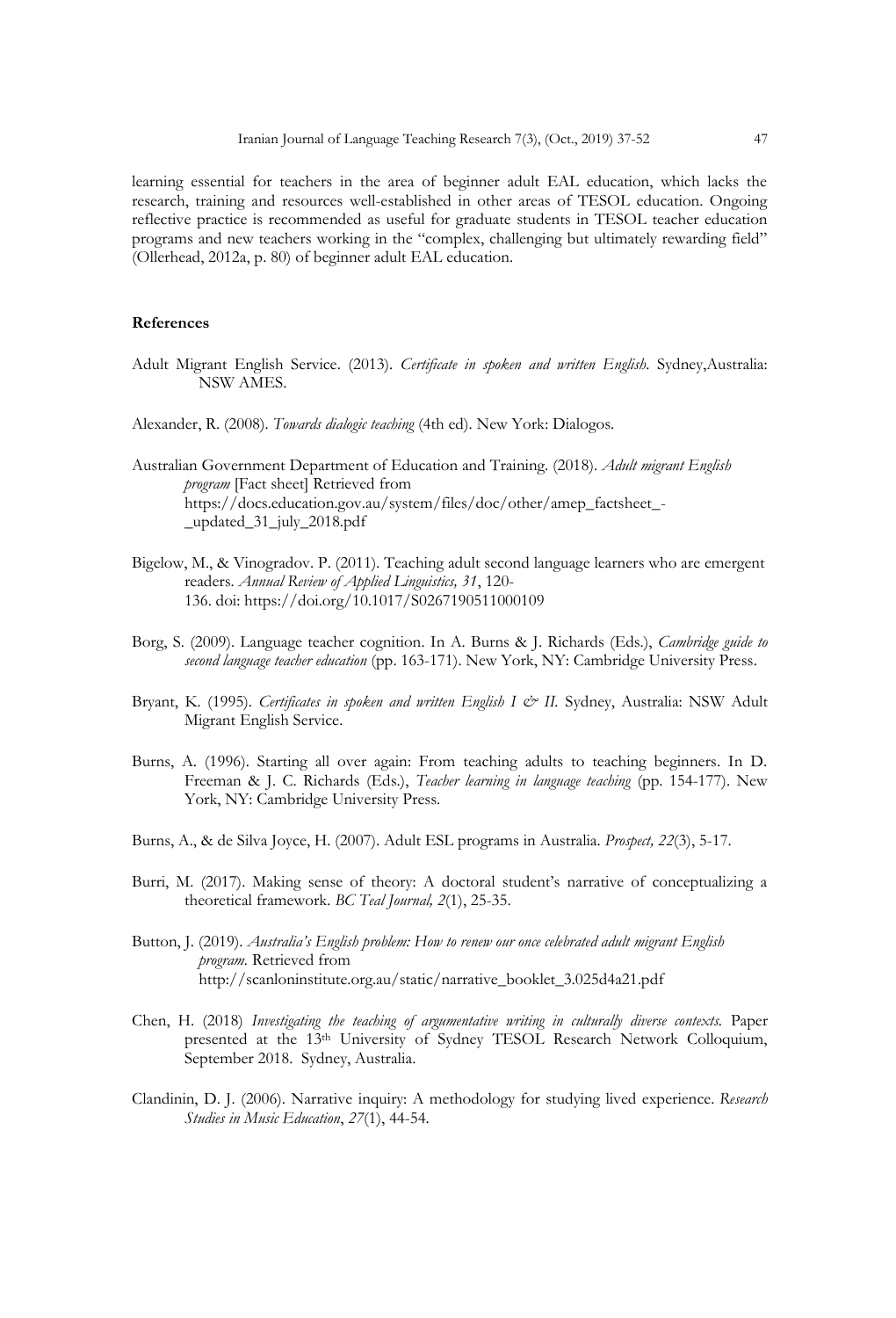learning essential for teachers in the area of beginner adult EAL education, which lacks the research, training and resources well-established in other areas of TESOL education. Ongoing reflective practice is recommended as useful for graduate students in TESOL teacher education programs and new teachers working in the "complex, challenging but ultimately rewarding field" (Ollerhead, 2012a, p. 80) of beginner adult EAL education.

## References

Adult Migrant English Service. (2013). *Certificate in spoken and written English*. Sydney,Australia: NSW AMES.

Alexander, R. (2008). *Towards dialogic teaching* (4th ed). New York: Dialogos.

Australian Government Department of Education and Training. (2018). *Adult migrant English program* [Fact sheet] Retrieved from https://docs.education.gov.au/system/files/doc/other/amep_factsheet_-_updated_31_july_2018.pdf

Bigelow, M., & Vinogradov. P. (2011). Teaching adult second language learners who are emergent readers. *Annual Review of Applied Linguistics, 31*, 120-136. doi: https://doi.org/10.1017/S0267190511000109

Borg, S. (2009). Language teacher cognition. In A. Burns & J. Richards (Eds.), *Cambridge guide to second language teacher education* (pp. 163-171). New York, NY: Cambridge University Press.

Bryant, K. (1995). *Certificates in spoken and written English I & II.* Sydney, Australia: NSW Adult Migrant English Service.

Burns, A. (1996). Starting all over again: From teaching adults to teaching beginners. In D. Freeman & J. C. Richards (Eds.), *Teacher learning in language teaching* (pp. 154-177). New York, NY: Cambridge University Press.

Burns, A., & de Silva Joyce, H. (2007). Adult ESL programs in Australia. *Prospect, 22*(3), 5-17.

Burri, M. (2017). Making sense of theory: A doctoral student's narrative of conceptualizing a theoretical framework. *BC Teal Journal, 2*(1), 25-35.

Button, J. (2019). *Australia's English problem: How to renew our once celebrated adult migrant English program.* Retrieved from http://scanloninstitute.org.au/static/narrative_booklet_3.025d4a21.pdf

Chen, H. (2018) *Investigating the teaching of argumentative writing in culturally diverse contexts.* Paper presented at the 13th University of Sydney TESOL Research Network Colloquium, September 2018. Sydney, Australia.

Clandinin, D. J. (2006). Narrative inquiry: A methodology for studying lived experience. *Research Studies in Music Education*, *27*(1), 44-54.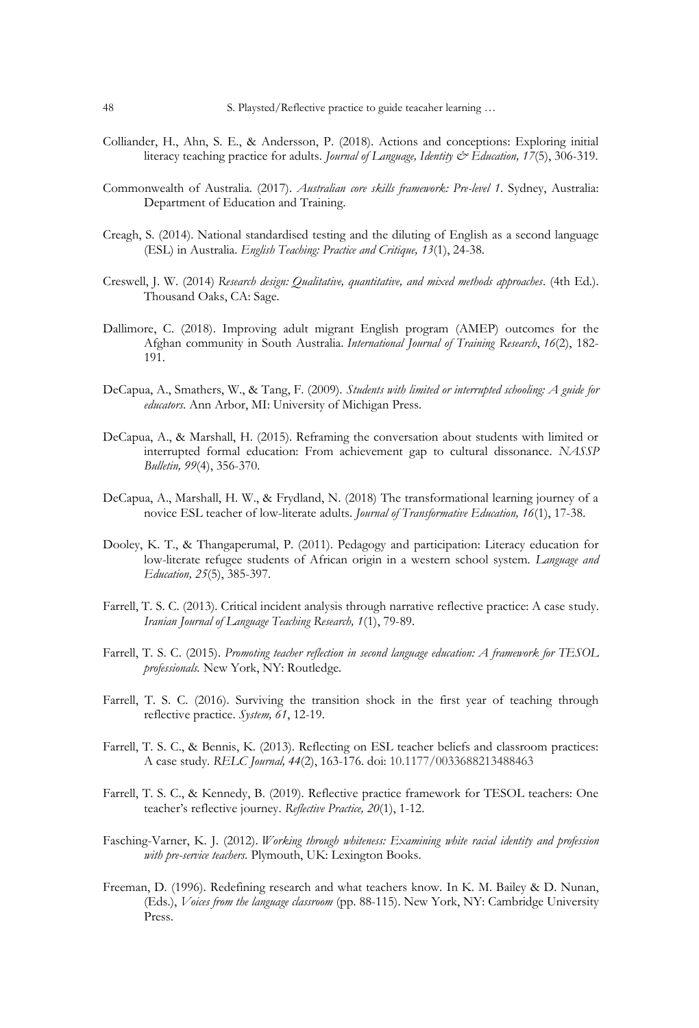Colliander, H., Ahn, S. E., & Andersson, P. (2018). Actions and conceptions: Exploring initial literacy teaching practice for adults. *Journal of Language, Identity & Education, 17*(5), 306-319.

Commonwealth of Australia. (2017). *Australian core skills framework: Pre-level 1*. Sydney, Australia: Department of Education and Training.

Creagh, S. (2014). National standardised testing and the diluting of English as a second language (ESL) in Australia. *English Teaching: Practice and Critique, 13*(1), 24-38.

Creswell, J. W. (2014) *Research design: Qualitative, quantitative, and mixed methods approaches*. (4th Ed.). Thousand Oaks, CA: Sage.

Dallimore, C. (2018). Improving adult migrant English program (AMEP) outcomes for the Afghan community in South Australia. *International Journal of Training Research*, *16*(2), 182-191.

DeCapua, A., Smathers, W., & Tang, F. (2009). *Students with limited or interrupted schooling: A guide for educators*. Ann Arbor, MI: University of Michigan Press.

DeCapua, A., & Marshall, H. (2015). Reframing the conversation about students with limited or interrupted formal education: From achievement gap to cultural dissonance. *NASSP Bulletin, 99*(4), 356-370.

DeCapua, A., Marshall, H. W., & Frydland, N. (2018) The transformational learning journey of a novice ESL teacher of low-literate adults. *Journal of Transformative Education, 16*(1), 17-38.

Dooley, K. T., & Thangaperumal, P. (2011). Pedagogy and participation: Literacy education for low-literate refugee students of African origin in a western school system. *Language and Education, 25*(5), 385-397.

Farrell, T. S. C. (2013). Critical incident analysis through narrative reflective practice: A case study. *Iranian Journal of Language Teaching Research, 1*(1), 79-89.

Farrell, T. S. C. (2015). *Promoting teacher reflection in second language education: A framework for TESOL professionals.* New York, NY: Routledge.

Farrell, T. S. C. (2016). Surviving the transition shock in the first year of teaching through reflective practice. *System, 61*, 12-19.

Farrell, T. S. C., & Bennis, K. (2013). Reflecting on ESL teacher beliefs and classroom practices: A case study. *RELC Journal, 44*(2), 163-176. doi: 10.1177/0033688213488463

Farrell, T. S. C., & Kennedy, B. (2019). Reflective practice framework for TESOL teachers: One teacher's reflective journey. *Reflective Practice, 20*(1), 1-12.

Fasching-Varner, K. J. (2012). *Working through whiteness: Examining white racial identity and profession with pre-service teachers.* Plymouth, UK: Lexington Books.

Freeman, D. (1996). Redefining research and what teachers know. In K. M. Bailey & D. Nunan, (Eds.), *Voices from the language classroom* (pp. 88-115). New York, NY: Cambridge University Press.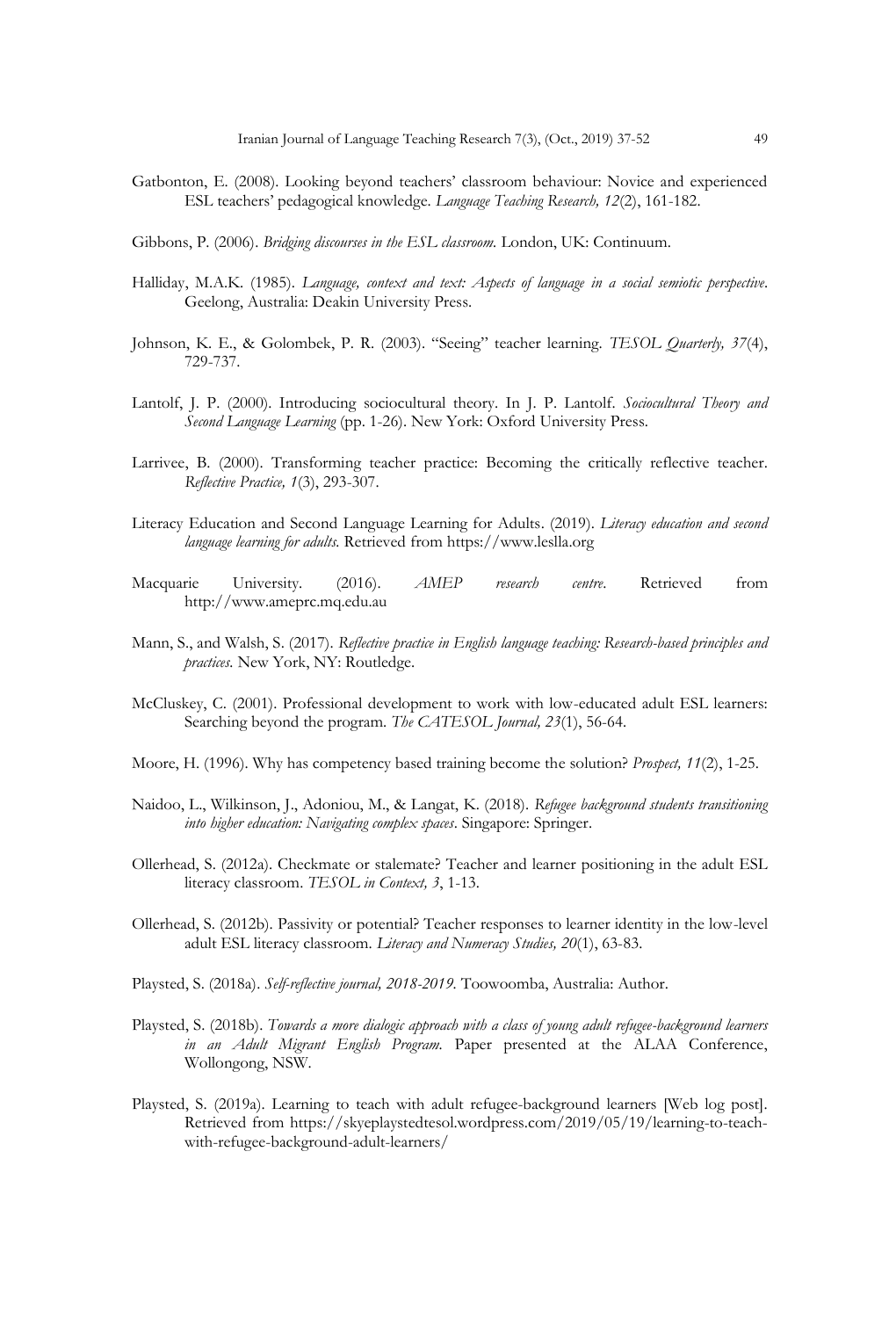Gatbonton, E. (2008). Looking beyond teachers' classroom behaviour: Novice and experienced ESL teachers' pedagogical knowledge. *Language Teaching Research, 12*(2), 161-182.

Gibbons, P. (2006). *Bridging discourses in the ESL classroom.* London, UK: Continuum.

Halliday, M.A.K. (1985). *Language, context and text: Aspects of language in a social semiotic perspective*. Geelong, Australia: Deakin University Press.

Johnson, K. E., & Golombek, P. R. (2003). "Seeing" teacher learning. *TESOL Quarterly, 37*(4), 729-737.

Lantolf, J. P. (2000). Introducing sociocultural theory. In J. P. Lantolf. *Sociocultural Theory and Second Language Learning* (pp. 1-26). New York: Oxford University Press.

Larrivee, B. (2000). Transforming teacher practice: Becoming the critically reflective teacher. *Reflective Practice, 1*(3), 293-307.

Literacy Education and Second Language Learning for Adults. (2019). *Literacy education and second language learning for adults.* Retrieved from https://www.leslla.org

Macquarie University. (2016). *AMEP research centre*. Retrieved from http://www.ameprc.mq.edu.au

Mann, S., and Walsh, S. (2017). *Reflective practice in English language teaching: Research-based principles and practices.* New York, NY: Routledge.

McCluskey, C. (2001). Professional development to work with low-educated adult ESL learners: Searching beyond the program. *The CATESOL Journal, 23*(1), 56-64.

Moore, H. (1996). Why has competency based training become the solution? *Prospect, 11*(2), 1-25.

Naidoo, L., Wilkinson, J., Adoniou, M., & Langat, K. (2018). *Refugee background students transitioning into higher education: Navigating complex spaces*. Singapore: Springer.

Ollerhead, S. (2012a). Checkmate or stalemate? Teacher and learner positioning in the adult ESL literacy classroom. *TESOL in Context, 3*, 1-13.

Ollerhead, S. (2012b). Passivity or potential? Teacher responses to learner identity in the low-level adult ESL literacy classroom. *Literacy and Numeracy Studies, 20*(1), 63-83.

Playsted, S. (2018a). *Self-reflective journal, 2018-2019.* Toowoomba, Australia: Author.

Playsted, S. (2018b). *Towards a more dialogic approach with a class of young adult refugee-background learners in an Adult Migrant English Program.* Paper presented at the ALAA Conference, Wollongong, NSW.

Playsted, S. (2019a). Learning to teach with adult refugee-background learners [Web log post]. Retrieved from https://skyeplaystedtesol.wordpress.com/2019/05/19/learning-to-teach-with-refugee-background-adult-learners/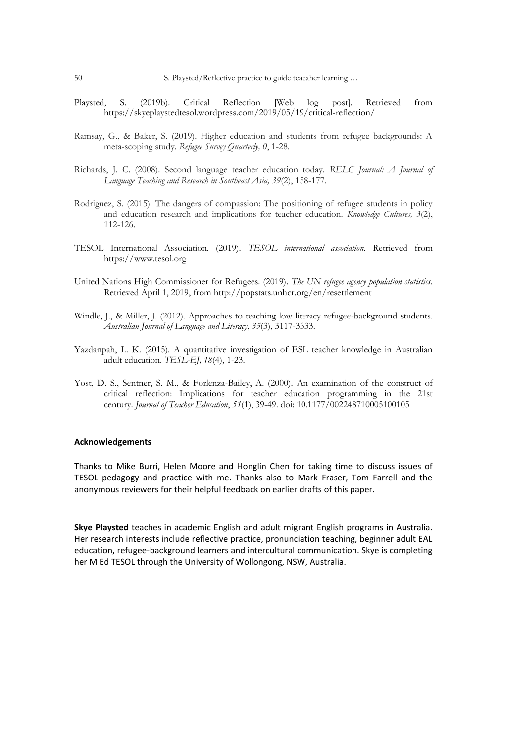Playsted, S. (2019b). Critical Reflection [Web log post]. Retrieved from https://skyeplaystedtesol.wordpress.com/2019/05/19/critical-reflection/

Ramsay, G., & Baker, S. (2019). Higher education and students from refugee backgrounds: A meta-scoping study. *Refugee Survey Quarterly, 0*, 1-28.

Richards, J. C. (2008). Second language teacher education today. *RELC Journal: A Journal of Language Teaching and Research in Southeast Asia, 39*(2), 158-177.

Rodriguez, S. (2015). The dangers of compassion: The positioning of refugee students in policy and education research and implications for teacher education. *Knowledge Cultures, 3*(2), 112-126.

TESOL International Association. (2019). *TESOL international association.* Retrieved from https://www.tesol.org

United Nations High Commissioner for Refugees. (2019). *The UN refugee agency population statistics*. Retrieved April 1, 2019, from http://popstats.unhcr.org/en/resettlement

Windle, J., & Miller, J. (2012). Approaches to teaching low literacy refugee-background students. *Australian Journal of Language and Literacy*, *35*(3), 3117-3333.

Yazdanpah, L. K. (2015). A quantitative investigation of ESL teacher knowledge in Australian adult education. *TESL-EJ, 18*(4), 1-23.

Yost, D. S., Sentner, S. M., & Forlenza-Bailey, A. (2000). An examination of the construct of critical reflection: Implications for teacher education programming in the 21st century. *Journal of Teacher Education*, *51*(1), 39-49. doi: 10.1177/002248710005100105

## Acknowledgements

Thanks to Mike Burri, Helen Moore and Honglin Chen for taking time to discuss issues of TESOL pedagogy and practice with me. Thanks also to Mark Fraser, Tom Farrell and the anonymous reviewers for their helpful feedback on earlier drafts of this paper.

**Skye Playsted** teaches in academic English and adult migrant English programs in Australia. Her research interests include reflective practice, pronunciation teaching, beginner adult EAL education, refugee-background learners and intercultural communication. Skye is completing her M Ed TESOL through the University of Wollongong, NSW, Australia.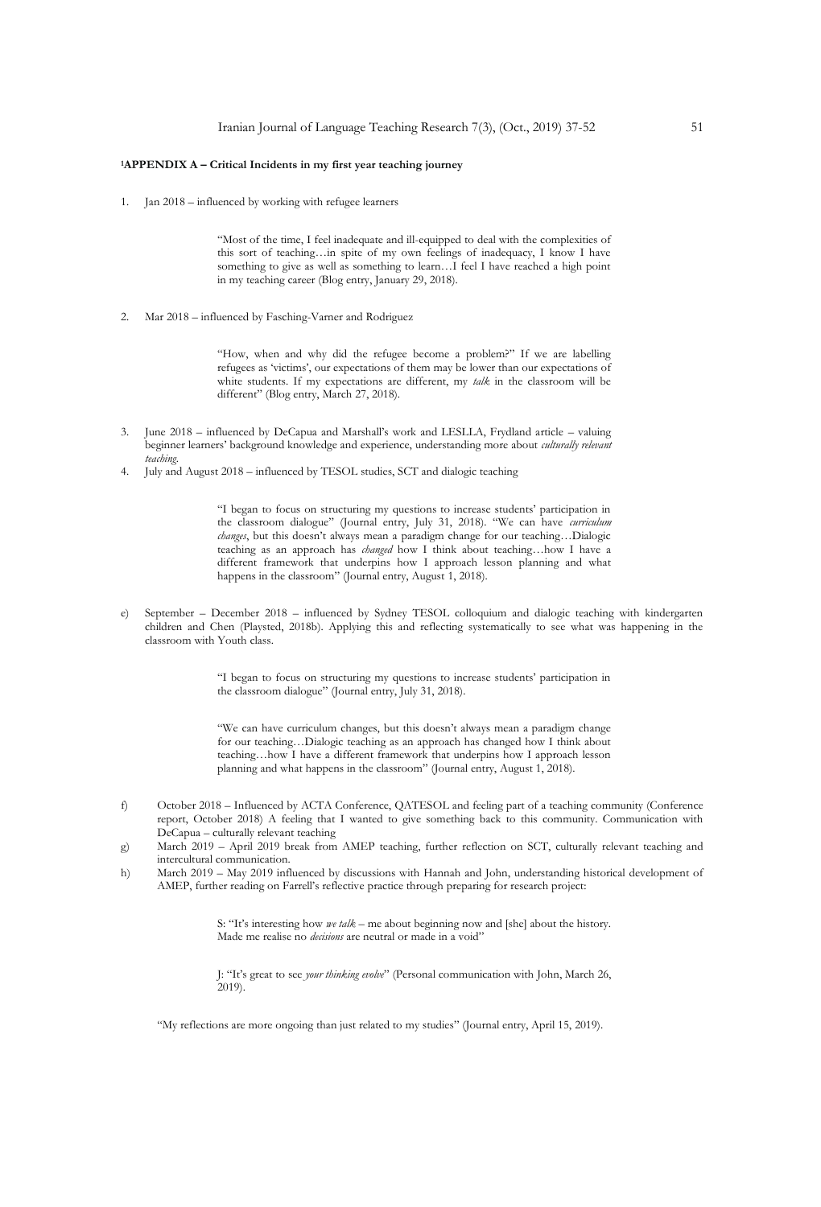**[1]APPENDIX A – Critical Incidents in my first year teaching journey**

1. Jan 2018 – influenced by working with refugee learners

> "Most of the time, I feel inadequate and ill-equipped to deal with the complexities of this sort of teaching…in spite of my own feelings of inadequacy, I know I have something to give as well as something to learn…I feel I have reached a high point in my teaching career (Blog entry, January 29, 2018).

2. Mar 2018 – influenced by Fasching-Varner and Rodriguez

> "How, when and why did the refugee become a problem?" If we are labelling refugees as 'victims', our expectations of them may be lower than our expectations of white students. If my expectations are different, my *talk* in the classroom will be different" (Blog entry, March 27, 2018).

3. June 2018 – influenced by DeCapua and Marshall's work and LESLLA, Frydland article – valuing beginner learners' background knowledge and experience, understanding more about *culturally relevant teaching*.
4. July and August 2018 – influenced by TESOL studies, SCT and dialogic teaching

> "I began to focus on structuring my questions to increase students' participation in the classroom dialogue" (Journal entry, July 31, 2018). "We can have *curriculum changes*, but this doesn't always mean a paradigm change for our teaching…Dialogic teaching as an approach has *changed* how I think about teaching…how I have a different framework that underpins how I approach lesson planning and what happens in the classroom" (Journal entry, August 1, 2018).

e) September – December 2018 – influenced by Sydney TESOL colloquium and dialogic teaching with kindergarten children and Chen (Playsted, 2018b). Applying this and reflecting systematically to see what was happening in the classroom with Youth class.

> "I began to focus on structuring my questions to increase students' participation in the classroom dialogue" (Journal entry, July 31, 2018).
>
> "We can have curriculum changes, but this doesn't always mean a paradigm change for our teaching…Dialogic teaching as an approach has changed how I think about teaching…how I have a different framework that underpins how I approach lesson planning and what happens in the classroom" (Journal entry, August 1, 2018).

f) October 2018 – Influenced by ACTA Conference, QATESOL and feeling part of a teaching community (Conference report, October 2018) A feeling that I wanted to give something back to this community. Communication with DeCapua – culturally relevant teaching
g) March 2019 – April 2019 break from AMEP teaching, further reflection on SCT, culturally relevant teaching and intercultural communication.
h) March 2019 – May 2019 influenced by discussions with Hannah and John, understanding historical development of AMEP, further reading on Farrell's reflective practice through preparing for research project:

> S: "It's interesting how *we talk* – me about beginning now and [she] about the history. Made me realise no *decisions* are neutral or made in a void"
>
> J: "It's great to see *your thinking evolve*" (Personal communication with John, March 26, 2019).

"My reflections are more ongoing than just related to my studies" (Journal entry, April 15, 2019).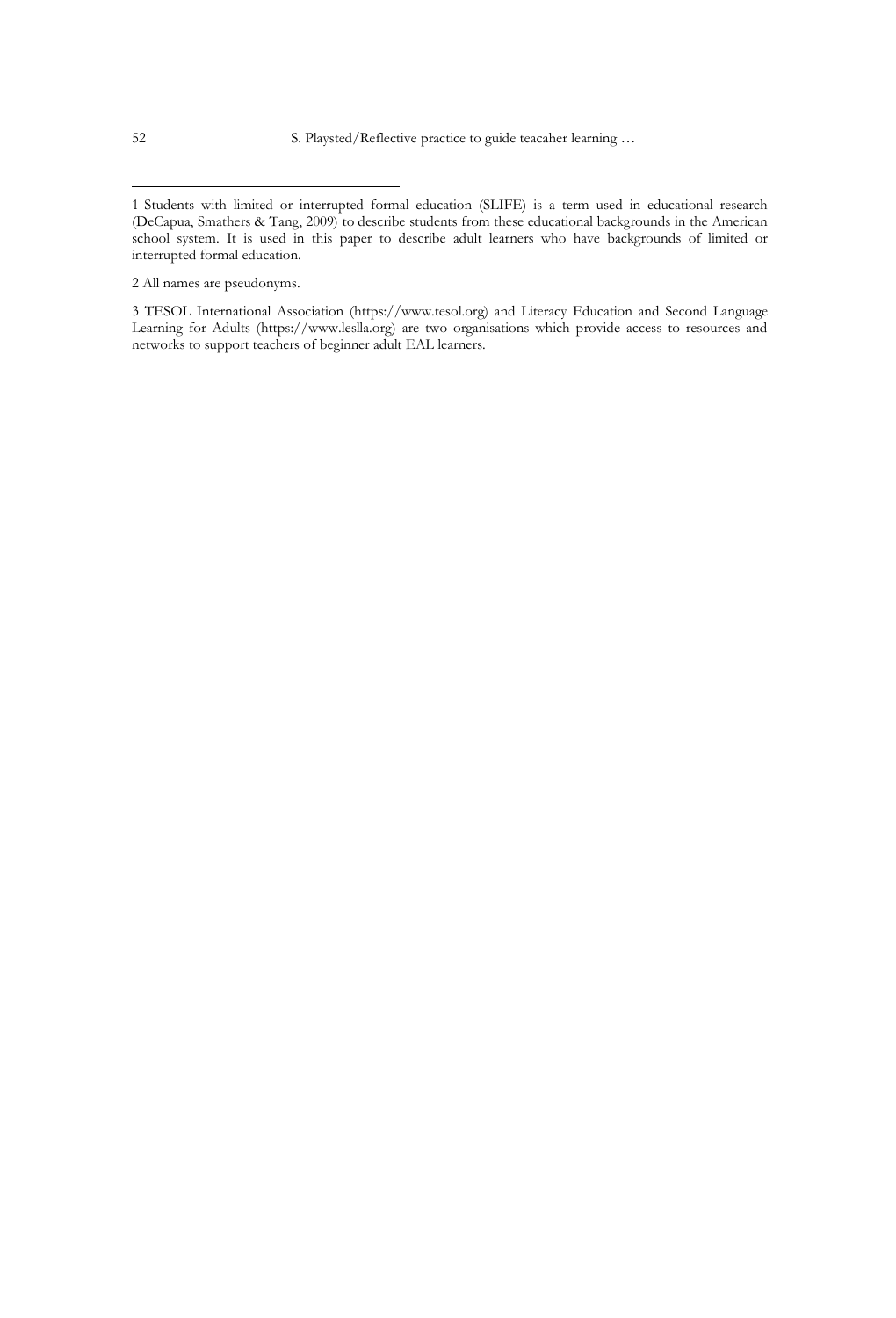1 Students with limited or interrupted formal education (SLIFE) is a term used in educational research (DeCapua, Smathers & Tang, 2009) to describe students from these educational backgrounds in the American school system. It is used in this paper to describe adult learners who have backgrounds of limited or interrupted formal education.

2 All names are pseudonyms.

3 TESOL International Association (https://www.tesol.org) and Literacy Education and Second Language Learning for Adults (https://www.leslla.org) are two organisations which provide access to resources and networks to support teachers of beginner adult EAL learners.